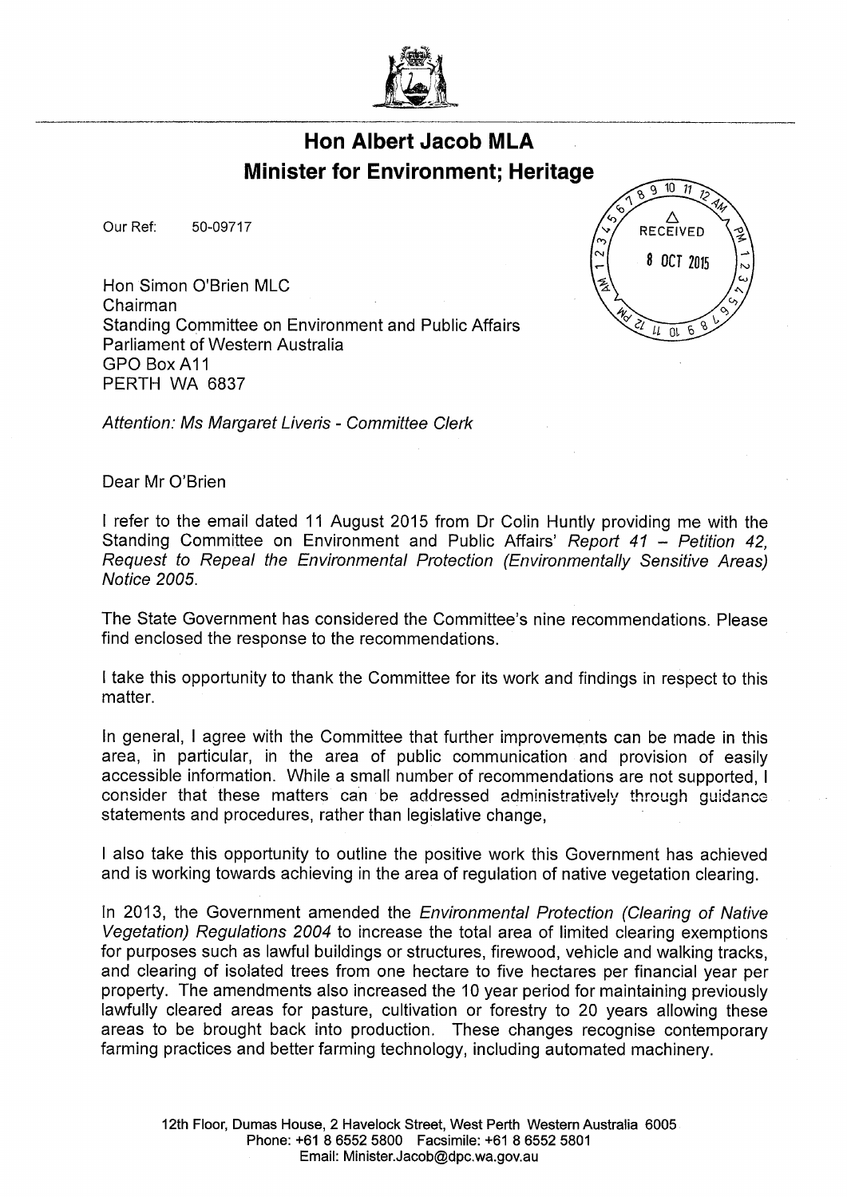# Hon Albert Jacob MLA
# Minister for Environment; Heritage

RECEIVED
8 OCT 2015

Our Ref: 50-09717

Hon Simon O'Brien MLC
Chairman
Standing Committee on Environment and Public Affairs
Parliament of Western Australia
GPO Box A11
PERTH WA 6837

*Attention: Ms Margaret Liveris - Committee Clerk*

Dear Mr O'Brien

I refer to the email dated 11 August 2015 from Dr Colin Huntly providing me with the Standing Committee on Environment and Public Affairs' *Report 41 – Petition 42, Request to Repeal the Environmental Protection (Environmentally Sensitive Areas) Notice 2005*.

The State Government has considered the Committee's nine recommendations. Please find enclosed the response to the recommendations.

I take this opportunity to thank the Committee for its work and findings in respect to this matter.

In general, I agree with the Committee that further improvements can be made in this area, in particular, in the area of public communication and provision of easily accessible information. While a small number of recommendations are not supported, I consider that these matters can be addressed administratively through guidance statements and procedures, rather than legislative change,

I also take this opportunity to outline the positive work this Government has achieved and is working towards achieving in the area of regulation of native vegetation clearing.

In 2013, the Government amended the *Environmental Protection (Clearing of Native Vegetation) Regulations 2004* to increase the total area of limited clearing exemptions for purposes such as lawful buildings or structures, firewood, vehicle and walking tracks, and clearing of isolated trees from one hectare to five hectares per financial year per property. The amendments also increased the 10 year period for maintaining previously lawfully cleared areas for pasture, cultivation or forestry to 20 years allowing these areas to be brought back into production. These changes recognise contemporary farming practices and better farming technology, including automated machinery.

12th Floor, Dumas House, 2 Havelock Street, West Perth Western Australia 6005
Phone: +61 8 6552 5800 Facsimile: +61 8 6552 5801
Email: Minister.Jacob@dpc.wa.gov.au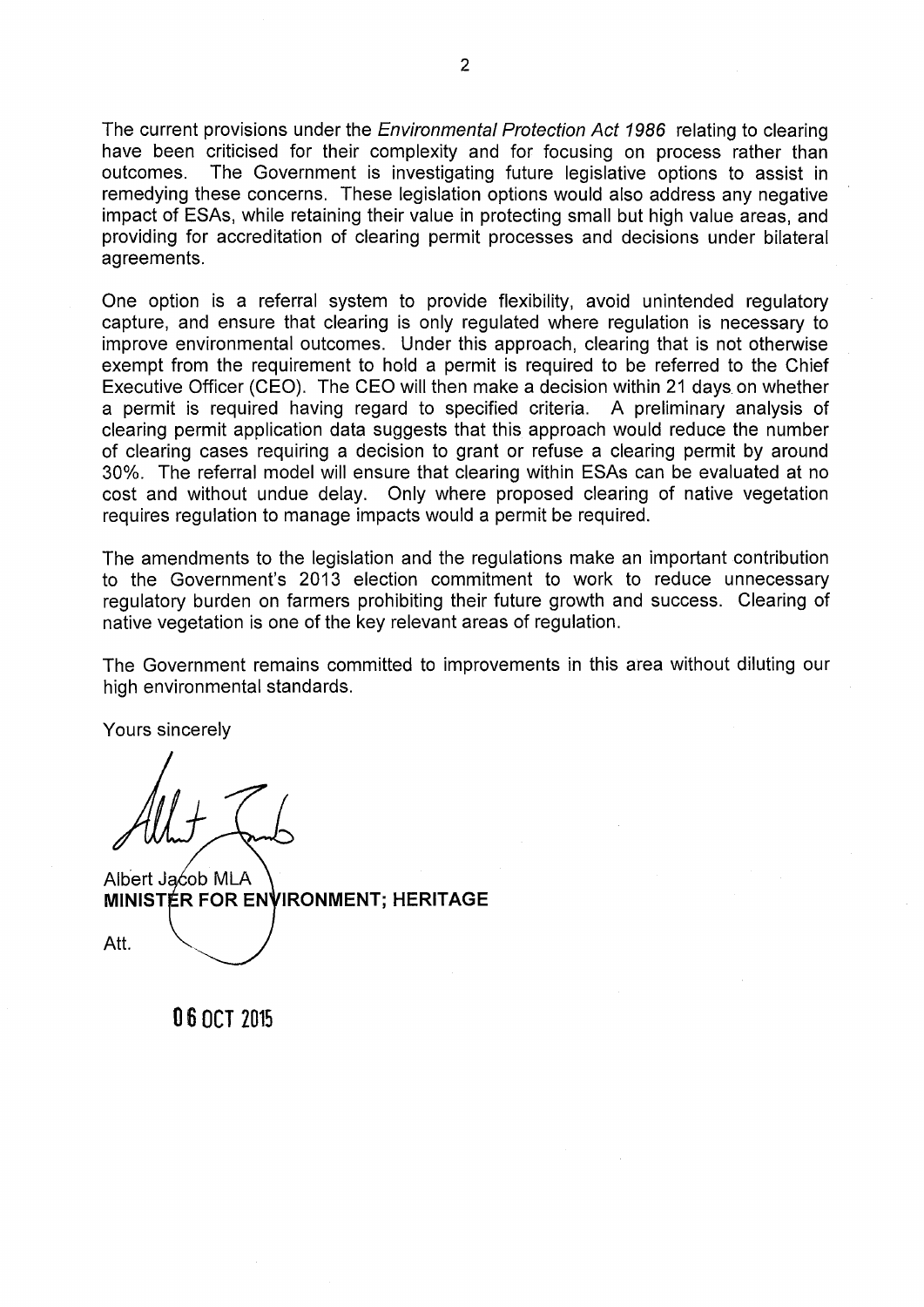The current provisions under the *Environmental Protection Act 1986* relating to clearing have been criticised for their complexity and for focusing on process rather than outcomes. The Government is investigating future legislative options to assist in remedying these concerns. These legislation options would also address any negative impact of ESAs, while retaining their value in protecting small but high value areas, and providing for accreditation of clearing permit processes and decisions under bilateral agreements.

One option is a referral system to provide flexibility, avoid unintended regulatory capture, and ensure that clearing is only regulated where regulation is necessary to improve environmental outcomes. Under this approach, clearing that is not otherwise exempt from the requirement to hold a permit is required to be referred to the Chief Executive Officer (CEO). The CEO will then make a decision within 21 days on whether a permit is required having regard to specified criteria. A preliminary analysis of clearing permit application data suggests that this approach would reduce the number of clearing cases requiring a decision to grant or refuse a clearing permit by around 30%. The referral model will ensure that clearing within ESAs can be evaluated at no cost and without undue delay. Only where proposed clearing of native vegetation requires regulation to manage impacts would a permit be required.

The amendments to the legislation and the regulations make an important contribution to the Government's 2013 election commitment to work to reduce unnecessary regulatory burden on farmers prohibiting their future growth and success. Clearing of native vegetation is one of the key relevant areas of regulation.

The Government remains committed to improvements in this area without diluting our high environmental standards.

Yours sincerely

Albert Jacob MLA
**MINISTER FOR ENVIRONMENT; HERITAGE**

Att.

06 OCT 2015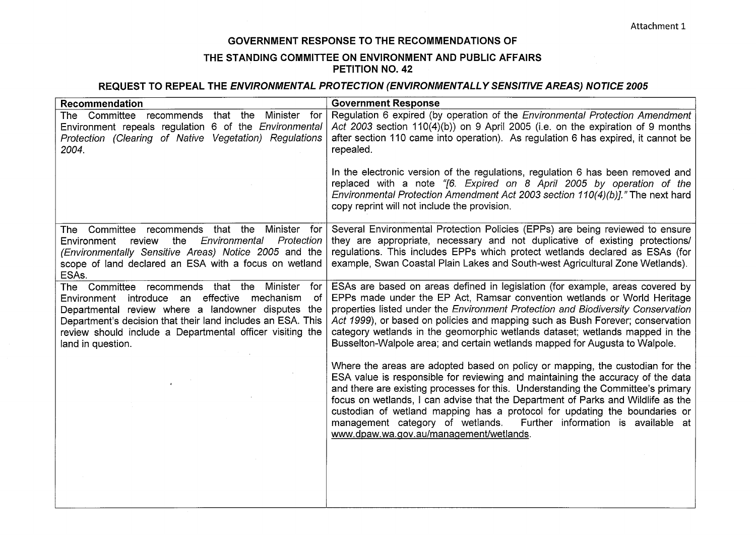Attachment 1

# GOVERNMENT RESPONSE TO THE RECOMMENDATIONS OF

## THE STANDING COMMITTEE ON ENVIRONMENT AND PUBLIC AFFAIRS PETITION NO. 42

## REQUEST TO REPEAL THE *ENVIRONMENTAL PROTECTION (ENVIRONMENTALLY SENSITIVE AREAS) NOTICE 2005*

| Recommendation | Government Response |
|---|---|
| The Committee recommends that the Minister for Environment repeals regulation 6 of the *Environmental Protection (Clearing of Native Vegetation) Regulations 2004*. | Regulation 6 expired (by operation of the *Environmental Protection Amendment Act 2003* section 110(4)(b)) on 9 April 2005 (i.e. on the expiration of 9 months after section 110 came into operation). As regulation 6 has expired, it cannot be repealed.<br><br>In the electronic version of the regulations, regulation 6 has been removed and replaced with a note *"[6. Expired on 8 April 2005 by operation of the Environmental Protection Amendment Act 2003 section 110(4)(b)]."* The next hard copy reprint will not include the provision. |
| The Committee recommends that the Minister for Environment review the *Environmental Protection (Environmentally Sensitive Areas) Notice 2005* and the scope of land declared an ESA with a focus on wetland ESAs. | Several Environmental Protection Policies (EPPs) are being reviewed to ensure they are appropriate, necessary and not duplicative of existing protections/ regulations. This includes EPPs which protect wetlands declared as ESAs (for example, Swan Coastal Plain Lakes and South-west Agricultural Zone Wetlands). |
| The Committee recommends that the Minister for Environment introduce an effective mechanism of Departmental review where a landowner disputes the Department's decision that their land includes an ESA. This review should include a Departmental officer visiting the land in question. | ESAs are based on areas defined in legislation (for example, areas covered by EPPs made under the EP Act, Ramsar convention wetlands or World Heritage properties listed under the *Environment Protection and Biodiversity Conservation Act 1999*), or based on policies and mapping such as Bush Forever; conservation category wetlands in the geomorphic wetlands dataset; wetlands mapped in the Busselton-Walpole area; and certain wetlands mapped for Augusta to Walpole.<br><br>Where the areas are adopted based on policy or mapping, the custodian for the ESA value is responsible for reviewing and maintaining the accuracy of the data and there are existing processes for this. Understanding the Committee's primary focus on wetlands, I can advise that the Department of Parks and Wildlife as the custodian of wetland mapping has a protocol for updating the boundaries or management category of wetlands. Further information is available at www.dpaw.wa.gov.au/management/wetlands. |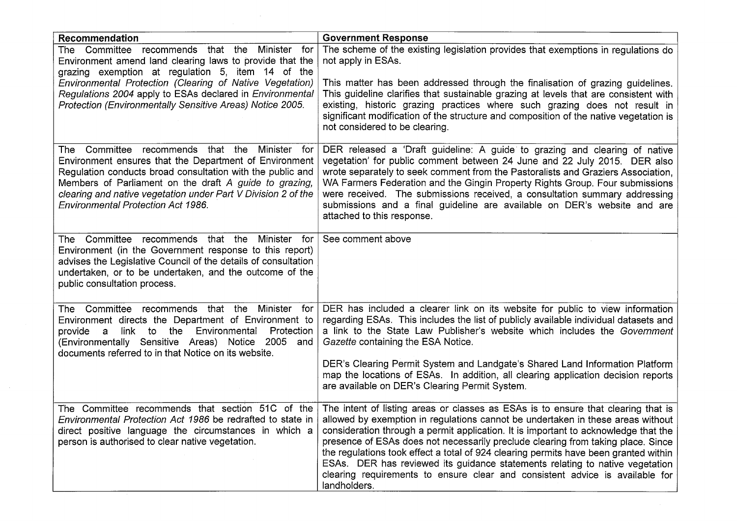| Recommendation | Government Response |
|---|---|
| The Committee recommends that the Minister for Environment amend land clearing laws to provide that the grazing exemption at regulation 5, item 14 of the *Environmental Protection (Clearing of Native Vegetation) Regulations 2004* apply to ESAs declared in *Environmental Protection (Environmentally Sensitive Areas) Notice 2005.* | The scheme of the existing legislation provides that exemptions in regulations do not apply in ESAs.<br><br>This matter has been addressed through the finalisation of grazing guidelines. This guideline clarifies that sustainable grazing at levels that are consistent with existing, historic grazing practices where such grazing does not result in significant modification of the structure and composition of the native vegetation is not considered to be clearing. |
| The Committee recommends that the Minister for Environment ensures that the Department of Environment Regulation conducts broad consultation with the public and Members of Parliament on the draft *A guide to grazing, clearing and native vegetation under Part V Division 2 of the Environmental Protection Act 1986.* | DER released a 'Draft guideline: A guide to grazing and clearing of native vegetation' for public comment between 24 June and 22 July 2015. DER also wrote separately to seek comment from the Pastoralists and Graziers Association, WA Farmers Federation and the Gingin Property Rights Group. Four submissions were received. The submissions received, a consultation summary addressing submissions and a final guideline are available on DER's website and are attached to this response. |
| The Committee recommends that the Minister for Environment (in the Government response to this report) advises the Legislative Council of the details of consultation undertaken, or to be undertaken, and the outcome of the public consultation process. | See comment above |
| The Committee recommends that the Minister for Environment directs the Department of Environment to provide a link to the Environmental Protection (Environmentally Sensitive Areas) Notice 2005 and documents referred to in that Notice on its website. | DER has included a clearer link on its website for public to view information regarding ESAs. This includes the list of publicly available individual datasets and a link to the State Law Publisher's website which includes the *Government Gazette* containing the ESA Notice.<br><br>DER's Clearing Permit System and Landgate's Shared Land Information Platform map the locations of ESAs. In addition, all clearing application decision reports are available on DER's Clearing Permit System. |
| The Committee recommends that section 51C of the *Environmental Protection Act 1986* be redrafted to state in direct positive language the circumstances in which a person is authorised to clear native vegetation. | The intent of listing areas or classes as ESAs is to ensure that clearing that is allowed by exemption in regulations cannot be undertaken in these areas without consideration through a permit application. It is important to acknowledge that the presence of ESAs does not necessarily preclude clearing from taking place. Since the regulations took effect a total of 924 clearing permits have been granted within ESAs. DER has reviewed its guidance statements relating to native vegetation clearing requirements to ensure clear and consistent advice is available for landholders. |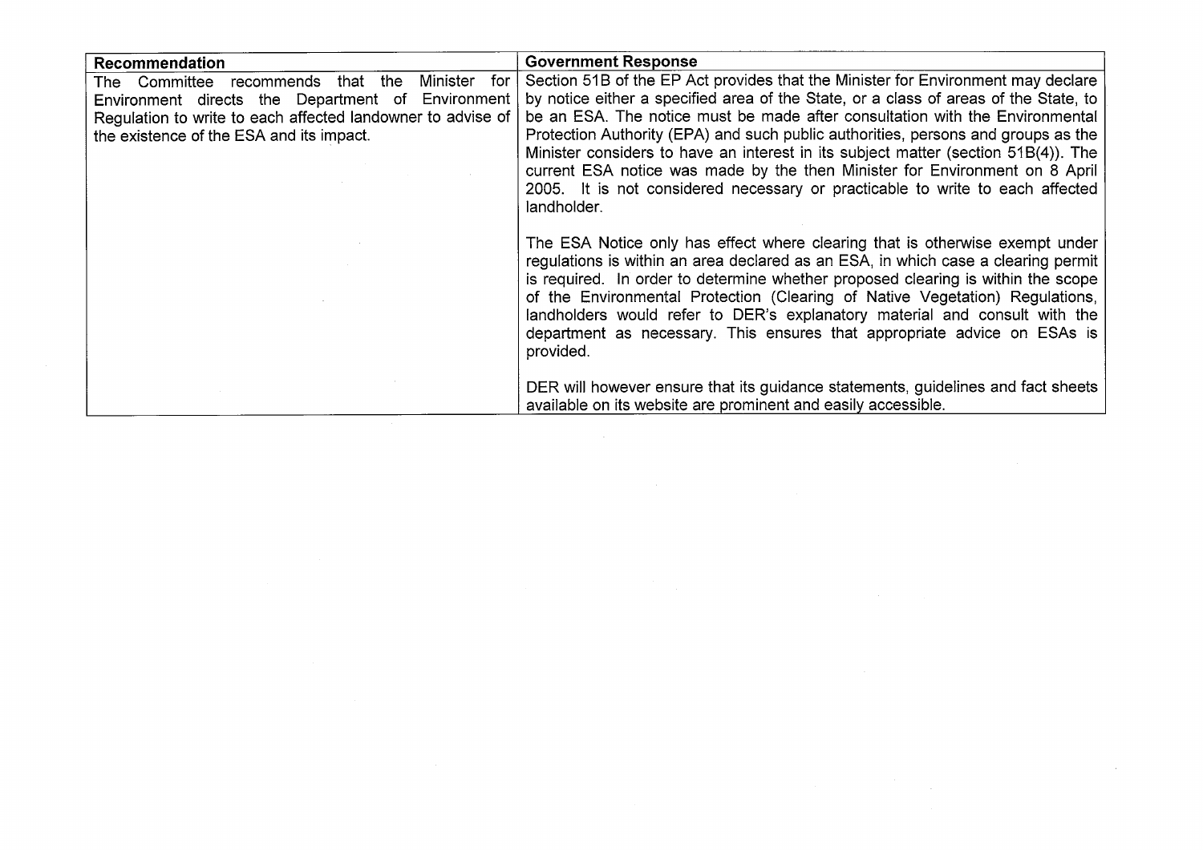| Recommendation | Government Response |
|---|---|
| The Committee recommends that the Minister for Environment directs the Department of Environment Regulation to write to each affected landowner to advise of the existence of the ESA and its impact. | Section 51B of the EP Act provides that the Minister for Environment may declare by notice either a specified area of the State, or a class of areas of the State, to be an ESA. The notice must be made after consultation with the Environmental Protection Authority (EPA) and such public authorities, persons and groups as the Minister considers to have an interest in its subject matter (section 51B(4)). The current ESA notice was made by the then Minister for Environment on 8 April 2005. It is not considered necessary or practicable to write to each affected landholder.<br><br>The ESA Notice only has effect where clearing that is otherwise exempt under regulations is within an area declared as an ESA, in which case a clearing permit is required. In order to determine whether proposed clearing is within the scope of the Environmental Protection (Clearing of Native Vegetation) Regulations, landholders would refer to DER's explanatory material and consult with the department as necessary. This ensures that appropriate advice on ESAs is provided.<br><br>DER will however ensure that its guidance statements, guidelines and fact sheets available on its website are prominent and easily accessible. |